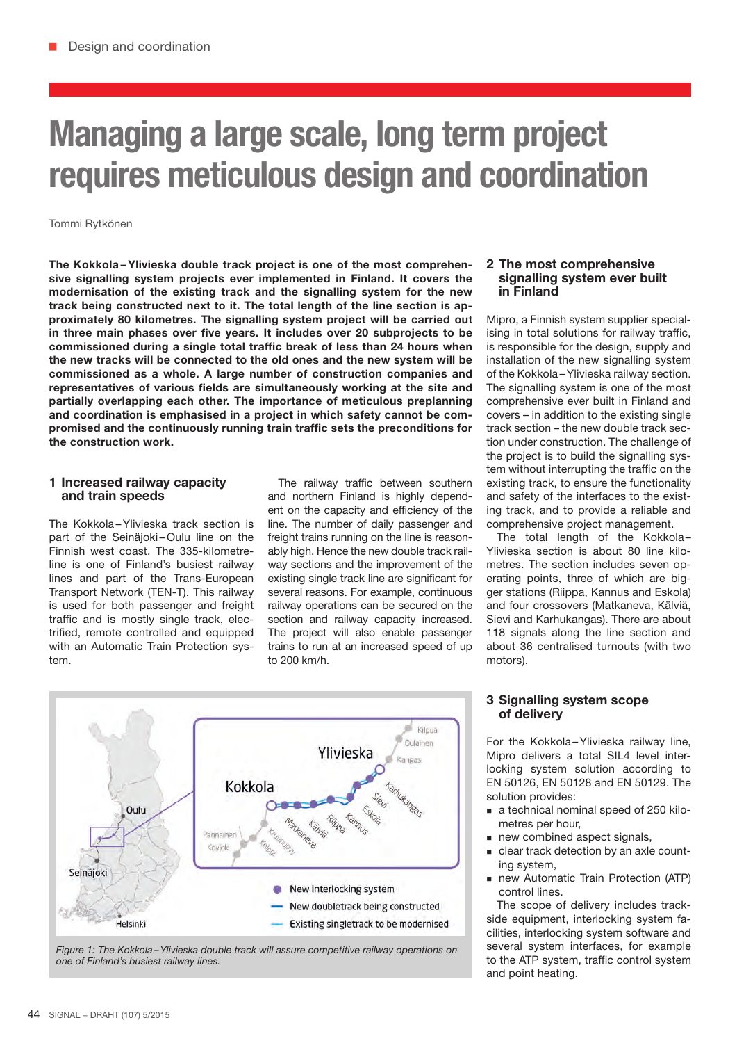# Managing a large scale, long term project requires meticulous design and coordination

Tommi Rytkönen

**The Kokkola–Ylivieska double track project is one of the most comprehensive signalling system projects ever implemented in Finland. It covers the modernisation of the existing track and the signalling system for the new track being constructed next to it. The total length of the line section is approximately 80 kilometres. The signalling system project will be carried out in three main phases over five years. It includes over 20 subprojects to be commissioned during a single total traffic break of less than 24 hours when the new tracks will be connected to the old ones and the new system will be commissioned as a whole. A large number of construction companies and representatives of various fields are simultaneously working at the site and partially overlapping each other. The importance of meticulous preplanning and coordination is emphasised in a project in which safety cannot be compromised and the continuously running train traffic sets the preconditions for the construction work.**

## 1 Increased railway capacity and train speeds

The Kokkola–Ylivieska track section is part of the Seinäjoki–Oulu line on the Finnish west coast. The 335-kilometre-line is one of Finland's busiest railway lines and part of the Trans-European Transport Network (TEN-T). This railway is used for both passenger and freight traffic and is mostly single track, electrified, remote controlled and equipped with an Automatic Train Protection system.

The railway traffic between southern and northern Finland is highly dependent on the capacity and efficiency of the line. The number of daily passenger and freight trains running on the line is reasonably high. Hence the new double track railway sections and the improvement of the existing single track line are significant for several reasons. For example, continuous railway operations can be secured on the section and railway capacity increased. The project will also enable passenger trains to run at an increased speed of up to 200 km/h.

*Figure 1: The Kokkola–Ylivieska double track will assure competitive railway operations on one of Finland's busiest railway lines.*

## 2 The most comprehensive signalling system ever built in Finland

Mipro, a Finnish system supplier specialising in total solutions for railway traffic, is responsible for the design, supply and installation of the new signalling system of the Kokkola–Ylivieska railway section. The signalling system is one of the most comprehensive ever built in Finland and covers – in addition to the existing single track section – the new double track section under construction. The challenge of the project is to build the signalling system without interrupting the traffic on the existing track, to ensure the functionality and safety of the interfaces to the existing track, and to provide a reliable and comprehensive project management.

The total length of the Kokkola–Ylivieska section is about 80 line kilometres. The section includes seven operating points, three of which are bigger stations (Riippa, Kannus and Eskola) and four crossovers (Matkaneva, Kälviä, Sievi and Karhukangas). There are about 118 signals along the line section and about 36 centralised turnouts (with two motors).

## 3 Signalling system scope of delivery

For the Kokkola–Ylivieska railway line, Mipro delivers a total SIL4 level interlocking system solution according to EN 50126, EN 50128 and EN 50129. The solution provides:

- a technical nominal speed of 250 kilometres per hour,
- new combined aspect signals,
- clear track detection by an axle counting system,
- new Automatic Train Protection (ATP) control lines.

The scope of delivery includes trackside equipment, interlocking system facilities, interlocking system software and several system interfaces, for example to the ATP system, traffic control system and point heating.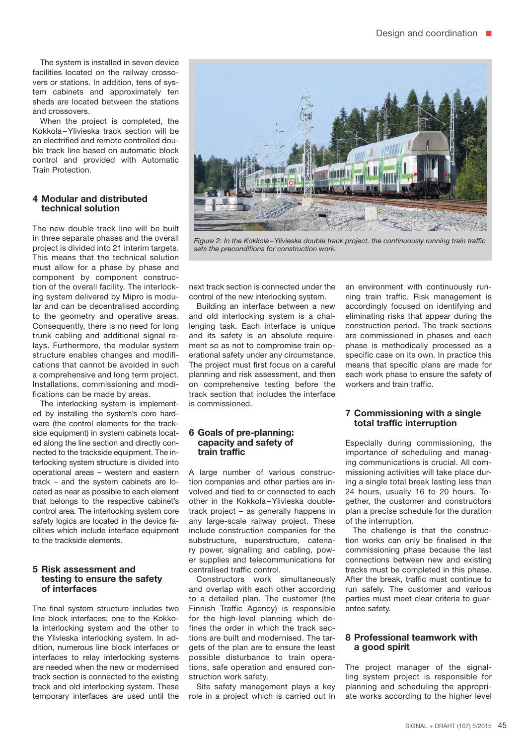The system is installed in seven device facilities located on the railway crossovers or stations. In addition, tens of system cabinets and approximately ten sheds are located between the stations and crossovers.

When the project is completed, the Kokkola–Ylivieska track section will be an electrified and remote controlled double track line based on automatic block control and provided with Automatic Train Protection.

## 4 Modular and distributed technical solution

The new double track line will be built in three separate phases and the overall project is divided into 21 interim targets. This means that the technical solution must allow for a phase by phase and component by component construction of the overall facility. The interlocking system delivered by Mipro is modular and can be decentralised according to the geometry and operative areas. Consequently, there is no need for long trunk cabling and additional signal relays. Furthermore, the modular system structure enables changes and modifications that cannot be avoided in such a comprehensive and long term project. Installations, commissioning and modifications can be made by areas.

The interlocking system is implemented by installing the system's core hardware (the control elements for the trackside equipment) in system cabinets located along the line section and directly connected to the trackside equipment. The interlocking system structure is divided into two operational areas – western and eastern track – and the system cabinets are located as near as possible to each element that belongs to the respective cabinet's control area. The interlocking system core safety logics are located in the device facilities which include interface equipment to the trackside elements.

## 5 Risk assessment and testing to ensure the safety of interfaces

The final system structure includes two line block interfaces; one to the Kokkola interlocking system and the other to the Ylivieska interlocking system. In addition, numerous line block interfaces or interfaces to relay interlocking systems are needed when the new or modernised track section is connected to the existing track and old interlocking system. These temporary interfaces are used until the next track section is connected under the control of the new interlocking system.

Building an interface between a new and old interlocking system is a challenging task. Each interface is unique and its safety is an absolute requirement so as not to compromise train operational safety under any circumstance. The project must first focus on a careful planning and risk assessment, and then on comprehensive testing before the track section that includes the interface is commissioned.

*Figure 2: In the Kokkola–Ylivieska double track project, the continuously running train traffic sets the preconditions for construction work.*

## 6 Goals of pre-planning: capacity and safety of train traffic

A large number of various construction companies and other parties are involved and tied to or connected to each other in the Kokkola–Ylivieska double-track project – as generally happens in any large-scale railway project. These include construction companies for the substructure, superstructure, catenary power, signalling and cabling, power supplies and telecommunications for centralised traffic control.

Constructors work simultaneously and overlap with each other according to a detailed plan. The customer (the Finnish Traffic Agency) is responsible for the high-level planning which defines the order in which the track sections are built and modernised. The targets of the plan are to ensure the least possible disturbance to train operations, safe operation and ensured construction work safety.

Site safety management plays a key role in a project which is carried out in an environment with continuously running train traffic. Risk management is accordingly focused on identifying and eliminating risks that appear during the construction period. The track sections are commissioned in phases and each phase is methodically processed as a specific case on its own. In practice this means that specific plans are made for each work phase to ensure the safety of workers and train traffic.

## 7 Commissioning with a single total traffic interruption

Especially during commissioning, the importance of scheduling and managing communications is crucial. All commissioning activities will take place during a single total break lasting less than 24 hours, usually 16 to 20 hours. Together, the customer and constructors plan a precise schedule for the duration of the interruption.

The challenge is that the construction works can only be finalised in the commissioning phase because the last connections between new and existing tracks must be completed in this phase. After the break, traffic must continue to run safely. The customer and various parties must meet clear criteria to guarantee safety.

## 8 Professional teamwork with a good spirit

The project manager of the signalling system project is responsible for planning and scheduling the appropriate works according to the higher level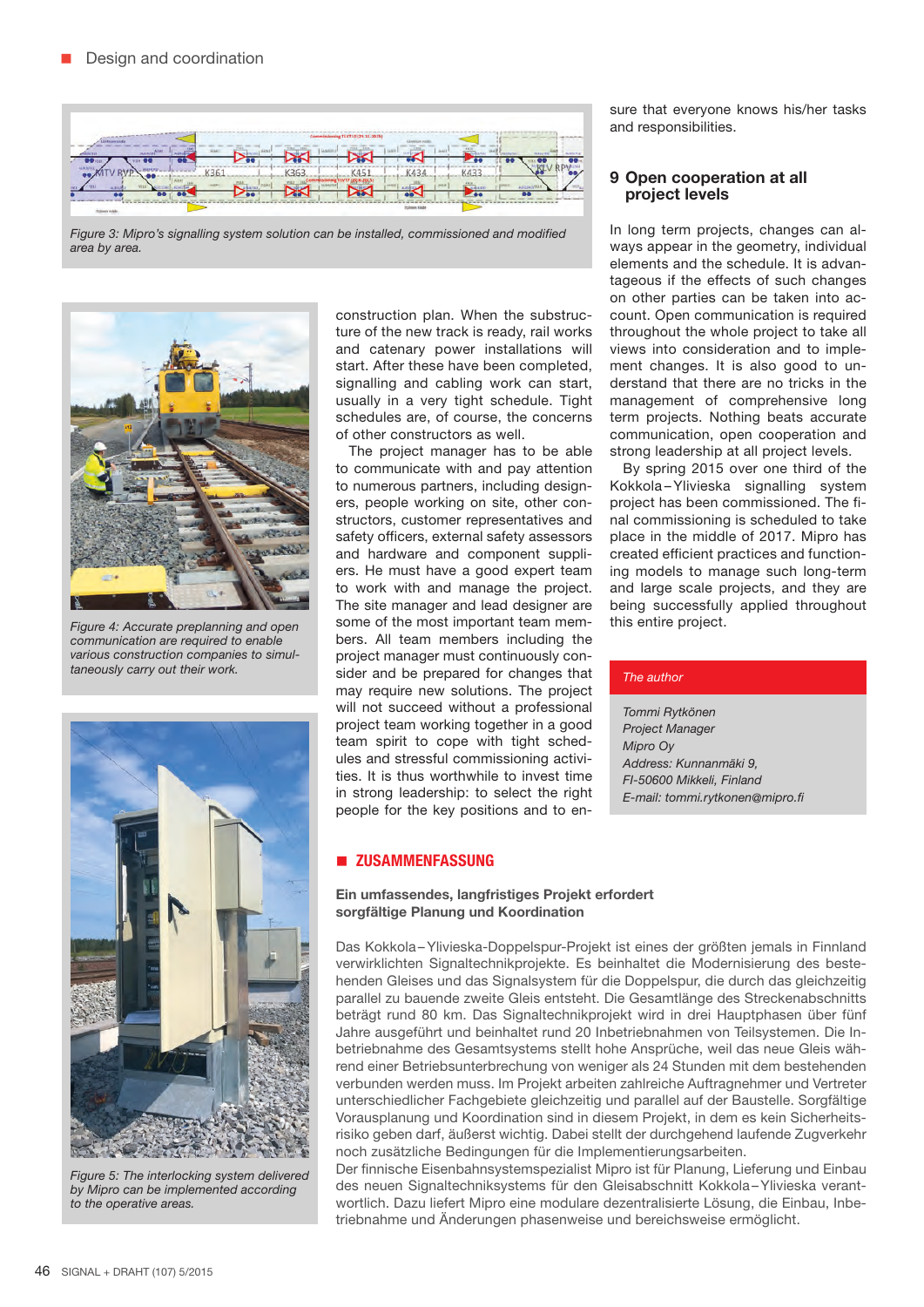Figure 3: Mipro's signalling system solution can be installed, commissioned and modified area by area.

Figure 4: Accurate preplanning and open communication are required to enable various construction companies to simultaneously carry out their work.

Figure 5: The interlocking system delivered by Mipro can be implemented according to the operative areas.

construction plan. When the substructure of the new track is ready, rail works and catenary power installations will start. After these have been completed, signalling and cabling work can start, usually in a very tight schedule. Tight schedules are, of course, the concerns of other constructors as well.

The project manager has to be able to communicate with and pay attention to numerous partners, including designers, people working on site, other constructors, customer representatives and safety officers, external safety assessors and hardware and component suppliers. He must have a good expert team to work with and manage the project. The site manager and lead designer are some of the most important team members. All team members including the project manager must continuously consider and be prepared for changes that may require new solutions. The project will not succeed without a professional project team working together in a good team spirit to cope with tight schedules and stressful commissioning activities. It is thus worthwhile to invest time in strong leadership: to select the right people for the key positions and to ensure that everyone knows his/her tasks and responsibilities.

## 9 Open cooperation at all project levels

In long term projects, changes can always appear in the geometry, individual elements and the schedule. It is advantageous if the effects of such changes on other parties can be taken into account. Open communication is required throughout the whole project to take all views into consideration and to implement changes. It is also good to understand that there are no tricks in the management of comprehensive long term projects. Nothing beats accurate communication, open cooperation and strong leadership at all project levels.

By spring 2015 over one third of the Kokkola–Ylivieska signalling system project has been commissioned. The final commissioning is scheduled to take place in the middle of 2017. Mipro has created efficient practices and functioning models to manage such long-term and large scale projects, and they are being successfully applied throughout this entire project.

*The author*

*Tommi Rytkönen*
*Project Manager*
*Mipro Oy*
*Address: Kunnanmäki 9,*
*FI-50600 Mikkeli, Finland*
*E-mail: tommi.rytkonen@mipro.fi*

## ZUSAMMENFASSUNG

**Ein umfassendes, langfristiges Projekt erfordert sorgfältige Planung und Koordination**

Das Kokkola–Ylivieska-Doppelspur-Projekt ist eines der größten jemals in Finnland verwirklichten Signaltechnikprojekte. Es beinhaltet die Modernisierung des bestehenden Gleises und das Signalsystem für die Doppelspur, die durch das gleichzeitig parallel zu bauende zweite Gleis entsteht. Die Gesamtlänge des Streckenabschnitts beträgt rund 80 km. Das Signaltechnikprojekt wird in drei Hauptphasen über fünf Jahre ausgeführt und beinhaltet rund 20 Inbetriebnahmen von Teilsystemen. Die Inbetriebnahme des Gesamtsystems stellt hohe Ansprüche, weil das neue Gleis während einer Betriebsunterbrechung von weniger als 24 Stunden mit dem bestehenden verbunden werden muss. Im Projekt arbeiten zahlreiche Auftragnehmer und Vertreter unterschiedlicher Fachgebiete gleichzeitig und parallel auf der Baustelle. Sorgfältige Vorausplanung und Koordination sind in diesem Projekt, in dem es kein Sicherheitsrisiko geben darf, äußerst wichtig. Dabei stellt der durchgehend laufende Zugverkehr noch zusätzliche Bedingungen für die Implementierungsarbeiten.
Der finnische Eisenbahnsystemspezialist Mipro ist für Planung, Lieferung und Einbau des neuen Signaltechniksystems für den Gleisabschnitt Kokkola–Ylivieska verantwortlich. Dazu liefert Mipro eine modulare dezentralisierte Lösung, die Einbau, Inbetriebnahme und Änderungen phasenweise und bereichsweise ermöglicht.